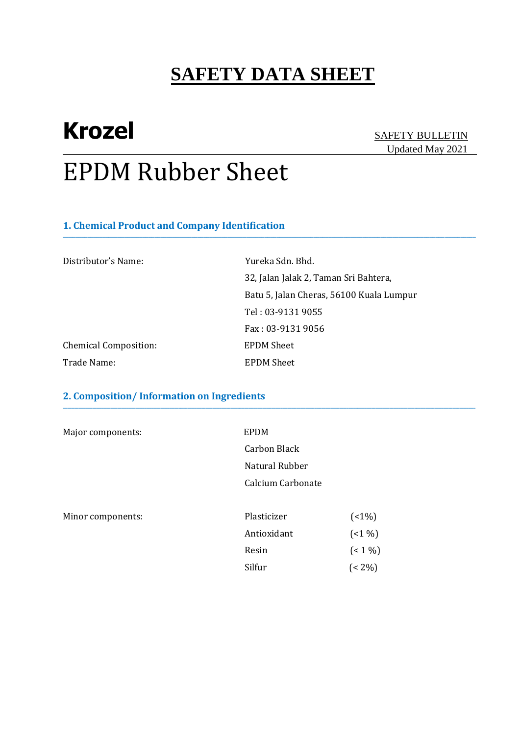# SAFETY DATA SHEET

**Krozel**

SAFETY BULLETIN
Updated May 2021

# EPDM Rubber Sheet

## 1. Chemical Product and Company Identification

| | |
|---|---|
| Distributor's Name: | Yureka Sdn. Bhd.<br>32, Jalan Jalak 2, Taman Sri Bahtera,<br>Batu 5, Jalan Cheras, 56100 Kuala Lumpur<br>Tel : 03-9131 9055<br>Fax : 03-9131 9056 |
| Chemical Composition: | EPDM Sheet |
| Trade Name: | EPDM Sheet |

## 2. Composition/ Information on Ingredients

Major components:

- EPDM
- Carbon Black
- Natural Rubber
- Calcium Carbonate

Minor components:

| | |
|---|---|
| Plasticizer | (<1%) |
| Antioxidant | (<1 %) |
| Resin | (< 1 %) |
| Silfur | (< 2%) |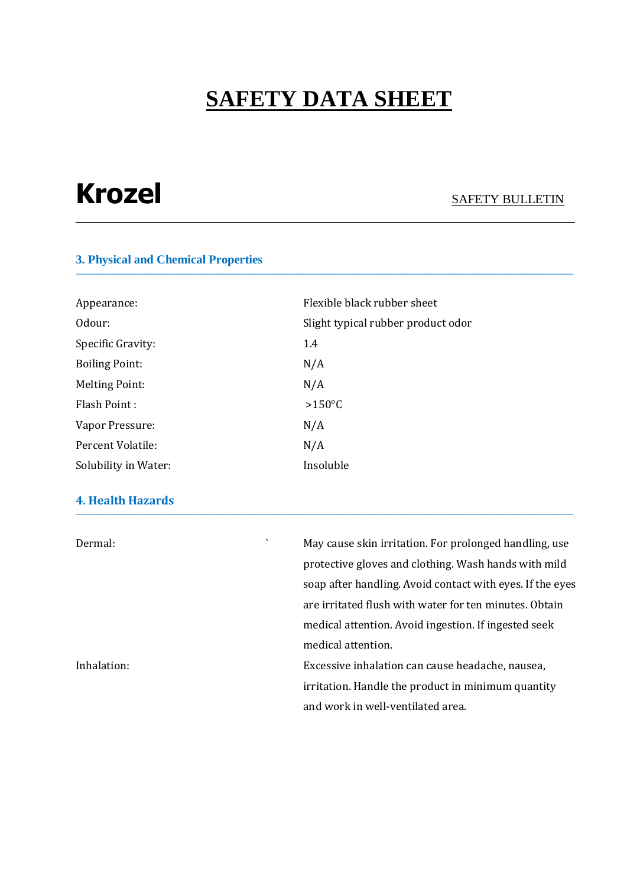# SAFETY DATA SHEET

**Krozel** SAFETY BULLETIN

## 3. Physical and Chemical Properties

| | |
|---|---|
| Appearance: | Flexible black rubber sheet |
| Odour: | Slight typical rubber product odor |
| Specific Gravity: | 1.4 |
| Boiling Point: | N/A |
| Melting Point: | N/A |
| Flash Point : | >150°C |
| Vapor Pressure: | N/A |
| Percent Volatile: | N/A |
| Solubility in Water: | Insoluble |

## 4. Health Hazards

| | |
|---|---|
| Dermal: ` | May cause skin irritation. For prolonged handling, use protective gloves and clothing. Wash hands with mild soap after handling. Avoid contact with eyes. If the eyes are irritated flush with water for ten minutes. Obtain medical attention. Avoid ingestion. If ingested seek medical attention. |
| Inhalation: | Excessive inhalation can cause headache, nausea, irritation. Handle the product in minimum quantity and work in well-ventilated area. |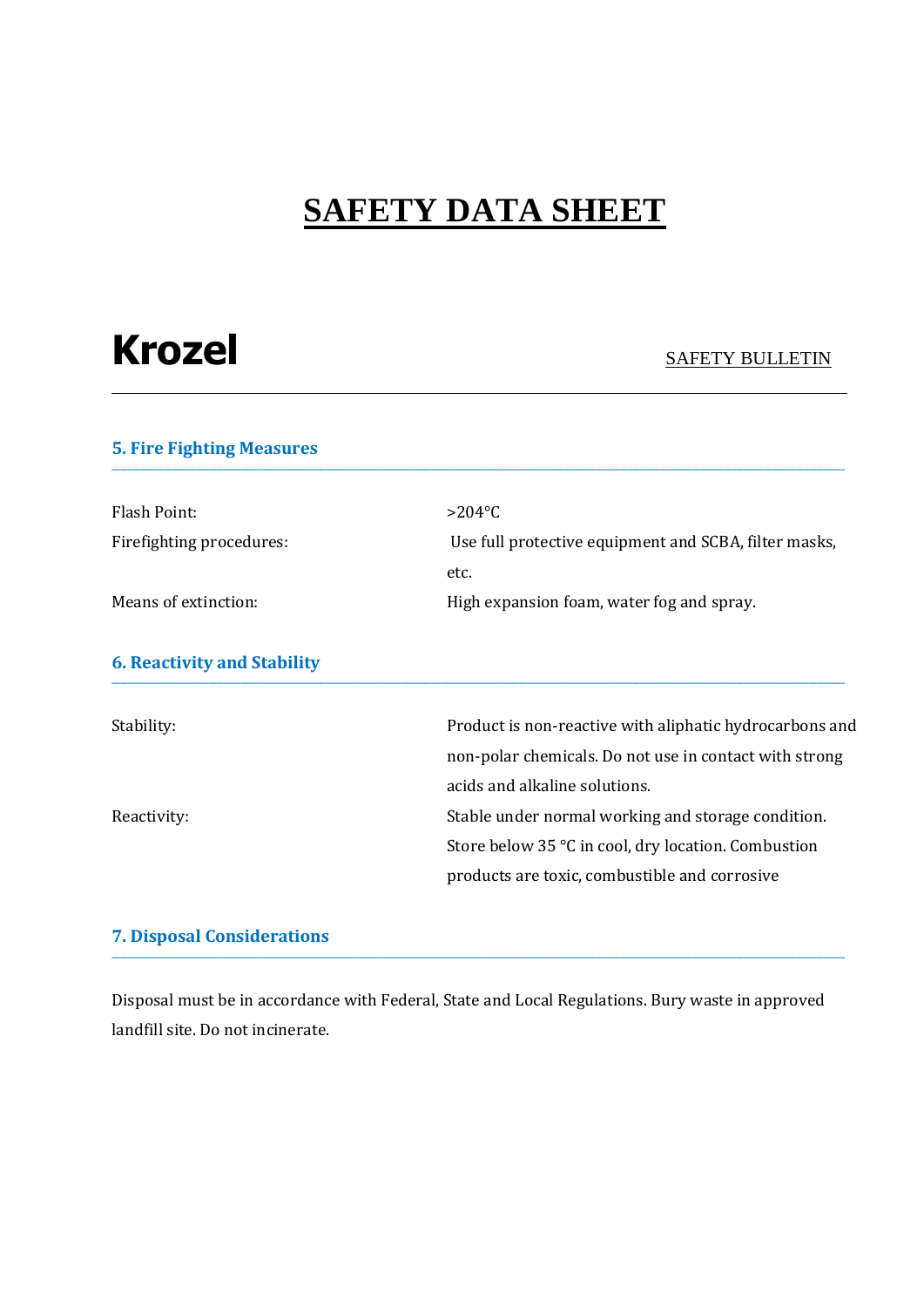# SAFETY DATA SHEET

**Krozel** SAFETY BULLETIN

## 5. Fire Fighting Measures

| | |
|---|---|
| Flash Point: | >204°C |
| Firefighting procedures: | Use full protective equipment and SCBA, filter masks, etc. |
| Means of extinction: | High expansion foam, water fog and spray. |

## 6. Reactivity and Stability

| | |
|---|---|
| Stability: | Product is non-reactive with aliphatic hydrocarbons and non-polar chemicals. Do not use in contact with strong acids and alkaline solutions. |
| Reactivity: | Stable under normal working and storage condition. Store below 35 °C in cool, dry location. Combustion products are toxic, combustible and corrosive |

## 7. Disposal Considerations

Disposal must be in accordance with Federal, State and Local Regulations. Bury waste in approved landfill site. Do not incinerate.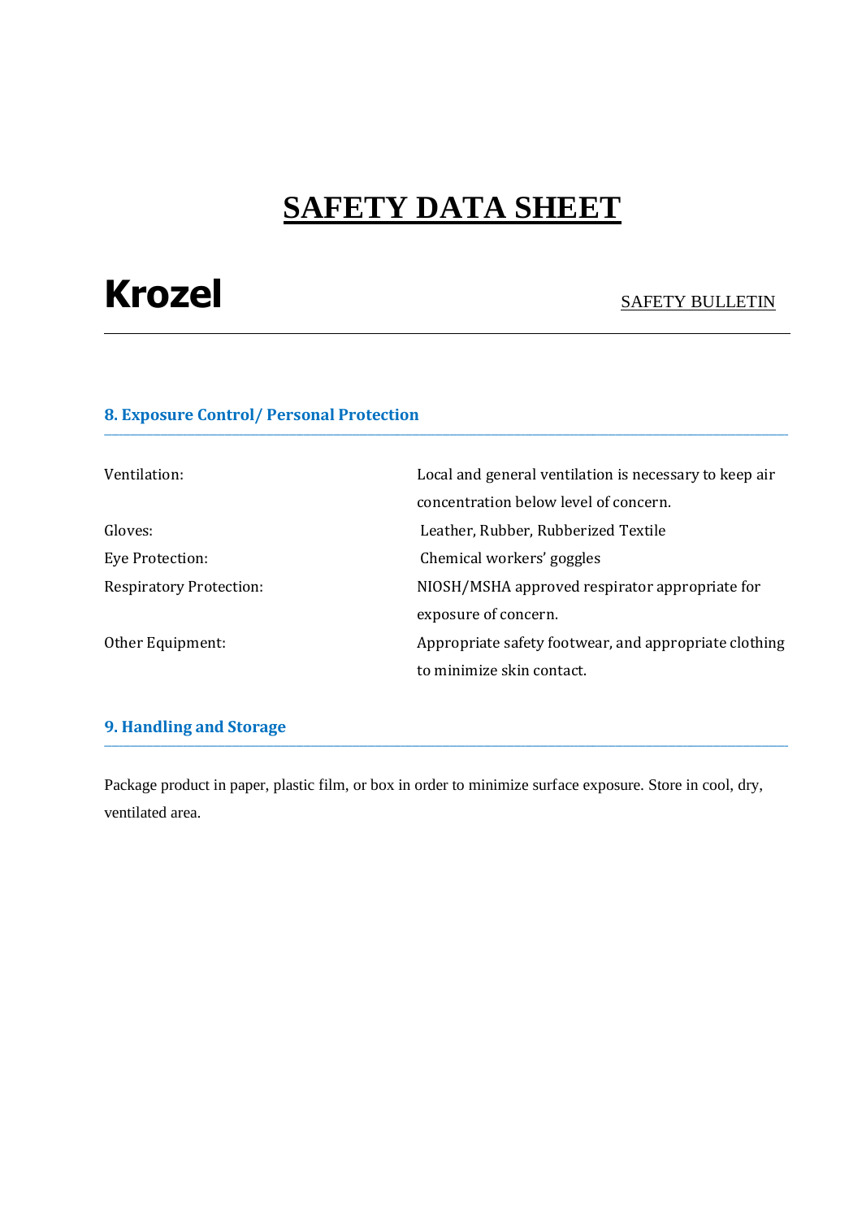## 8. Exposure Control/ Personal Protection

| | |
|---|---|
| Ventilation: | Local and general ventilation is necessary to keep air concentration below level of concern. |
| Gloves: | Leather, Rubber, Rubberized Textile |
| Eye Protection: | Chemical workers' goggles |
| Respiratory Protection: | NIOSH/MSHA approved respirator appropriate for exposure of concern. |
| Other Equipment: | Appropriate safety footwear, and appropriate clothing to minimize skin contact. |

## 9. Handling and Storage

Package product in paper, plastic film, or box in order to minimize surface exposure. Store in cool, dry, ventilated area.